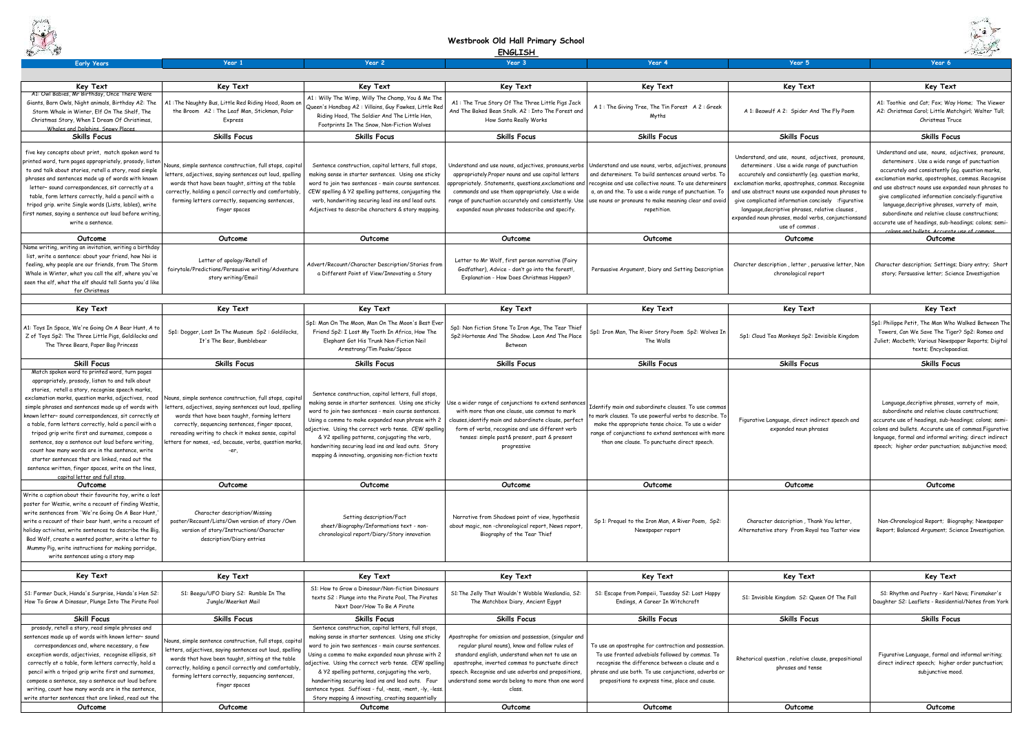# Westbrook Old Hall Primary School

## ENGLISH

| Early Years | Year 1 | Year 2 | Year 3 | Year 4 | Year 5 | Year 6 |
|---|---|---|---|---|---|---|
| **Key Text** | **Key Text** | **Key Text** | **Key Text** | **Key Text** | **Key Text** | **Key Text** |
| A1: Owl Babies, Mr Birthday, Once There Were Giants, Barn Owls, Night animals, Birthday A2: The Storm Whale in Winter, Elf On The Shelf, The Christmas Story, When I Dream Of Christmas, Whales and Dolphins, Snowy Places | A1 :The Naughty Bus, Little Red Riding Hood, Room on the Broom A2 : The Leaf Man, Stickman, Polar Express | A1 : Willy The Wimp, Willy The Champ, You & Me The Queen's Handbag A2 : Villains, Guy Fawkes, Little Red Riding Hood, The Soldier And The Little Hen, Footprints In The Snow, Non-Fiction Wolves | A1 : The True Story Of The Three Little Pigs Jack And The Baked Bean Stalk. A2 : Into The Forest and How Santa Really Works | A 1 : The Giving Tree, The Tin Forest A 2 : Greek Myths | A 1: Beowulf A 2: Spider And The Fly Poem | A1: Toothie and Cat; Fox; Way Home; The Viewer A2: Christmas Carol; Little Matchgirl; Walter Tull; Christmas Truce |
| **Skills Focus** | **Skills Focus** | **Skills Focus** | **Skills Focus** | **Skills Focus** | **Skills Focus** | **Skills Focus** |
| five key concepts about print, match spoken word to printed word, turn pages appropriately, prosody, listen to and talk about stories, retell a story, read simple phrases and sentences made up of words with known letter– sound correspondences, sit correctly at a table, form letters correctly, hold a pencil with a tripod grip. write Single words (Lists, lables), write first names, saying a sentence out loud before writing, write a sentence. | Nouns, simple sentence construction, full stops, capital letters, adjectives, saying sentences out loud, spelling words that have been taught, sitting at the table correctly, holding a pencil correctly and comfortably, forming letters correctly, sequencing sentences, finger spaces | Sentence construction, capital letters, full stops, making sense in starter sentences. Using one sticky word to join two sentences - main course sentences. CEW spelling & Y2 spelling patterns, conjugating the verb, handwriting securing lead ins and lead outs. Adjectives to describe characters & story mapping. | Understand and use nouns, adjectives, pronouns,verbs appropriately.Proper nouns and use capital letters appropriately. Statements, questions,exclamations and commands and use them appropriately. Use a wide range of punctuation accurately and consistently. Use expanded noun phrases todescribe and specify. | Understand and use nouns, verbs, adjectives, pronouns and determiners. To build sentences around verbs. To recognise and use collective nouns. To use determiners a, an and the. To use a wide range of punctuation. To use nouns or pronouns to make meaning clear and avoid repetition. | Understand, and use, nouns, adjectives, pronouns, determiners . Use a wide range of punctuation accurately and consistently (eg. question marks, exclamation marks, apostrophes, commas. Recognise and use abstract nouns use expanded noun phrases to give complicated information concisely :figurative language,decriptive phrases, relative clauses , expanded noun phrases, modal verbs, conjunctionsand use of commas . | Understand and use, nouns, adjectives, pronouns, determiners . Use a wide range of punctuation accurately and consistently (eg. question marks, exclamation marks, apostrophes, commas. Recognise and use abstract nouns use expanded noun phrases to give complicated information concisely:figurative language,decriptive phrases, varrety of main, subordinate and relative clause constructions; accurate use of headings, sub-headings; colons; semi-colons and bullets. Accurate use of commas |
| **Outcome** | **Outcome** | **Outcome** | **Outcome** | **Outcome** | **Outcome** | **Outcome** |
| Name writing, writing an invitation, writing a birthday list, write a sentence: about your friend, how Noi is feeling, why people are our friends, from The Storm Whale in Winter, what you call the elf, where you've seen the elf, what the elf should tell Santa you'd like for Christmas | Letter of apology/Retell of fairytale/Predictions/Persuasive writing/Adventure story writing/Email | Advert/Recount/Character Description/Stories from a Different Point of View/Innovating a Story | Letter to Mr Wolf, first person narrative (Fairy Godfather), Advice - don't go into the forest!, Explanation - How Does Christmas Happen? | Persuasive Argument, Diary and Setting Description | Charcter description , letter , peruasive letter, Non chronological report | Character description; Settings; Diary entry; Short story; Persuasive letter; Science Investigation |
| **Key Text** | **Key Text** | **Key Text** | **Key Text** | **Key Text** | **Key Text** | **Key Text** |
| A1: Toys In Space, We're Going On A Bear Hunt, A to Z of Toys Sp2: The Three Little Pigs, Goldilocks and The Three Bears, Paper Bag Princess | Sp1: Dogger, Lost In The Museum Sp2 : Goldilocks, It's The Bear, Bumblebear | Sp1: Man On The Moon, Man On The Moon's Best Ever Friend Sp2: I Lost My Tooth In Africa, How The Elephant Got His Trunk Non-Fiction Neil Armstrong/Tim Peake/Space | Sp1: Non fiction Stone To Iron Age, The Tear Thief Sp2:Hortense And The Shadow Leon And The Place Between | Sp1: Iron Man, The River Story Poem Sp2: Wolves In The Walls | Sp1: Cloud Tea Monkeys Sp2: Invisible Kingdom | Sp1: Philippe Petit, The Man Who Walked Between The Towers, Can We Save The Tiger? Sp2: Romeo and Juliet; Macbeth; Various Newspaper Reports; Digital texts; Encyclopaedias. |
| **Skill Focus** | **Skills Focus** | **Skills Focus** | **Skills Focus** | **Skills Focus** | **Skills Focus** | **Skills Focus** |
| Match spoken word to printed word, turn pages appropriately, prosody, listen to and talk about stories, retell a story, recognise speech marks, exclamation marks, question marks, adjectives, read simple phrases and sentences made up of words with known letter– sound correspondences, sit correctly at a table, form letters correctly, hold a pencil with a tripod grip write first and surnames, compose a sentence, say a sentence out loud before writing, count how many words are in the sentence, write starter sentences that are linked, read out the sentence written, finger spaces, write on the lines, capital letter and full stop. | Nouns, simple sentence construction, full stops, capital letters, adjectives, saying sentences out loud, spelling words that have been taught, forming letters correctly, sequencing sentences, finger spaces, rereading writing to check it makes sense, capital letters for names, -ed, because, verbs, question marks, -er, | Sentence construction, capital letters, full stops, making sense in starter sentences. Using one sticky word to join two sentences - main course sentences. Using a comma to make expanded noun phrase with 2 adjective. Using the correct verb tense. CEW spelling & Y2 spelling patterns, conjugating the verb, handwriting securing lead ins and lead outs. Story mapping & innovating, organising non-fiction texts | Use a wider range of conjunctions to extend sentences with more than one clause, use commas to mark clauses,identify main and subordinate clause, perfect form of verbs, recognise and use different verb tenses: simple past& present, past & present progressive | Identify main and subordinate clauses. To use commas to mark clauses. To use powerful verbs to describe. To make the appropriate tense choice. To use a wider range of conjunctions to extend sentences with more than one clause. To punctuate direct speech. | Figurative Language, direct indirect speech and expanded noun phrases | Language,decriptive phrases, varrety of main, subordinate and relative clause constructions; accurate use of headings, sub-headings; colons; semi-colons and bullets. Accurate use of commas.Figurative language, formal and informal writing; direct indirect speech; higher order punctuation; subjunctive mood; |
| **Outcome** | **Outcome** | **Outcome** | **Outcome** | **Outcome** | **Outcome** | **Outcome** |
| Write a caption about their favourite toy, write a lost poster for Westie, write a recount of finding Westie, write sentences from 'We're Going On A Bear Hunt,' write a recount of their bear hunt, write a recount of holiday activites, write sentences to describe the Big, Bad Wolf, create a wanted poster, write a letter to Mummy Pig, write instructions for making porridge, write sentences using a story map | Character description/Missing poster/Recount/Lists/Own version of story /Own version of story/Instructions/Character description/Diary entries | Setting description/Fact sheet/Biography/Informations text - non-chronological report/Diary/Story innovation | Narrative from Shadows point of view, hypothesis about magic, non -chronological report, News report, Biography of the Tear Thief | Sp 1: Prequel to the Iron Man, A River Poem, Sp2: Newspaper report | Character description , Thank You letter, Alternatative story From Royal tea Taster view | Non-Chronological Report; Biography; Newspaper Report; Balanced Argument; Science Investigation. |
| **Key Text** | **Key Text** | **Key Text** | **Key Text** | **Key Text** | **Key Text** | **Key Text** |
| S1: Farmer Duck, Handa's Surprise, Handa's Hen S2: How To Grow A Dinosaur, Plunge Into The Pirate Pool | S1: Beegu/UFO Diary S2: Rumble In The Jungle/Meerkat Mail | S1: How to Grow a Dinosaur/Non-fiction Dinosaurs texts S2 : Plunge into the Pirate Pool, The Pirates Next Door/How To Be A Pirate | S1:The Jelly That Wouldn't Wobble Weslandia, S2: The Matchbox Diary, Ancient Egypt | S1: Escape from Pompeii, Tuesday S2: Lost Happy Endings, A Career In Witchcraft | S1: Invisible Kingdom S2: Queen Of The Fall | S1: Rhythm and Poetry - Karl Nova; Firemaker's Daughter S2: Leaflets - Residential/Notes from York |
| **Skill Focus** | **Skills Focus** | **Skills Focus** | **Skills Focus** | **Skills Focus** | **Skills Focus** | **Skills Focus** |
| prosody, retell a story, read simple phrases and sentences made up of words with known letter– sound correspondences and, where necessary, a few exception words, adjectives, recognise ellipsis, sit correctly at a table, form letters correctly, hold a pencil with a tripod grip write first and surnames, compose a sentence, say a sentence out loud before writing, count how many words are in the sentence, write starter sentences that are linked, read out the | Nouns, simple sentence construction, full stops, capital letters, adjectives, saying sentences out loud, spelling words that have been taught, sitting at the table correctly, holding a pencil correctly and comfortably, forming letters correctly, sequencing sentences, finger spaces | Sentence construction, capital letters, full stops, making sense in starter sentences. Using one sticky word to join two sentences - main course sentences. Using a comma to make expanded noun phrase with 2 adjective. Using the correct verb tense. CEW spelling & Y2 spelling patterns, conjugating the verb, handwriting securing lead ins and lead outs. Four sentence types. Suffixes - ful, -ness, -ment, -ly, -less. Story mapping & innovating, creating sequentially | Apostrophe for omission and possession, (singular and regular plural nouns), know and follow rules of standard english, understand when not to use an apostrophe, inverted commas to punctuate direct speech. Recognise and use adverbs and prepositions, understand some words belong to more than one word class. | To use an apostrophe for contraction and possession. To use fronted adverbials followed by commas. To recognise the difference between a clause and a phrase and use both. To use conjunctions, adverbs or prepositions to express time, place and cause. | Rhetorical question , relative clause, prepositional phrases and tense | Figurative Language, formal and informal writing; direct indirect speech; higher order punctuation; subjunctive mood. |
| **Outcome** | **Outcome** | **Outcome** | **Outcome** | **Outcome** | **Outcome** | **Outcome** |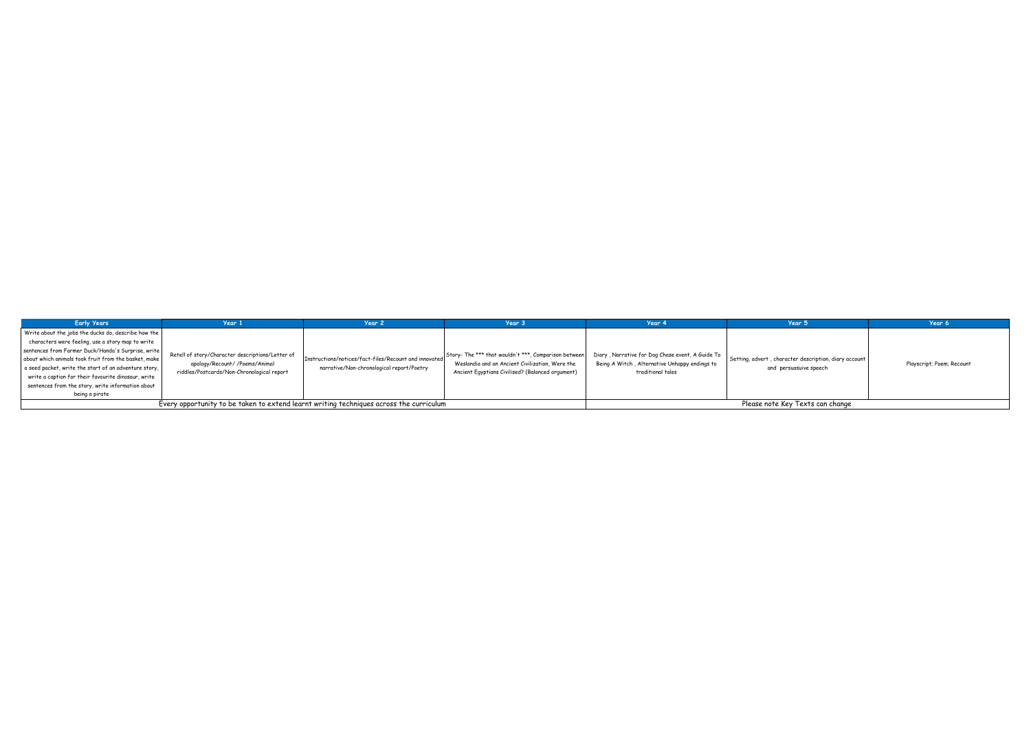| Early Years | Year 1 | Year 2 | Year 3 | Year 4 | Year 5 | Year 6 |
|---|---|---|---|---|---|---|
| Write about the jobs the ducks do, describe how the characters were feeling, use a story map to write sentences from Farmer Duck/Handa's Surprise, write about which animals took fruit from the basket, make a seed packet, write the start of an adventure story, write a caption for their favourite dinosaur, write sentences from the story, write information about being a pirate | Retell of story/Character descriptions/Letter of apology/Recount/ /Poems/Animal riddles/Postcards/Non-Chronological report | Instructions/notices/fact-files/Recount and innovated narrative/Non-chronological report/Poetry | Story- The *** that wouldn't ***, Comparison between Weslandia and an Ancient Civilization, Were the Ancient Egyptians Civilised? (Balanced argument) | Diary , Narrative for Dog Chase event, A Guide To Being A Witch , Alternative Unhappy endings to traditional tales | Setting, advert , character description, diary account and persuasuive speech | Playscript; Poem; Recount |
| Every opportunity to be taken to extend learnt writing techniques across the curriculum | | | | Please note Key Texts can change | | |